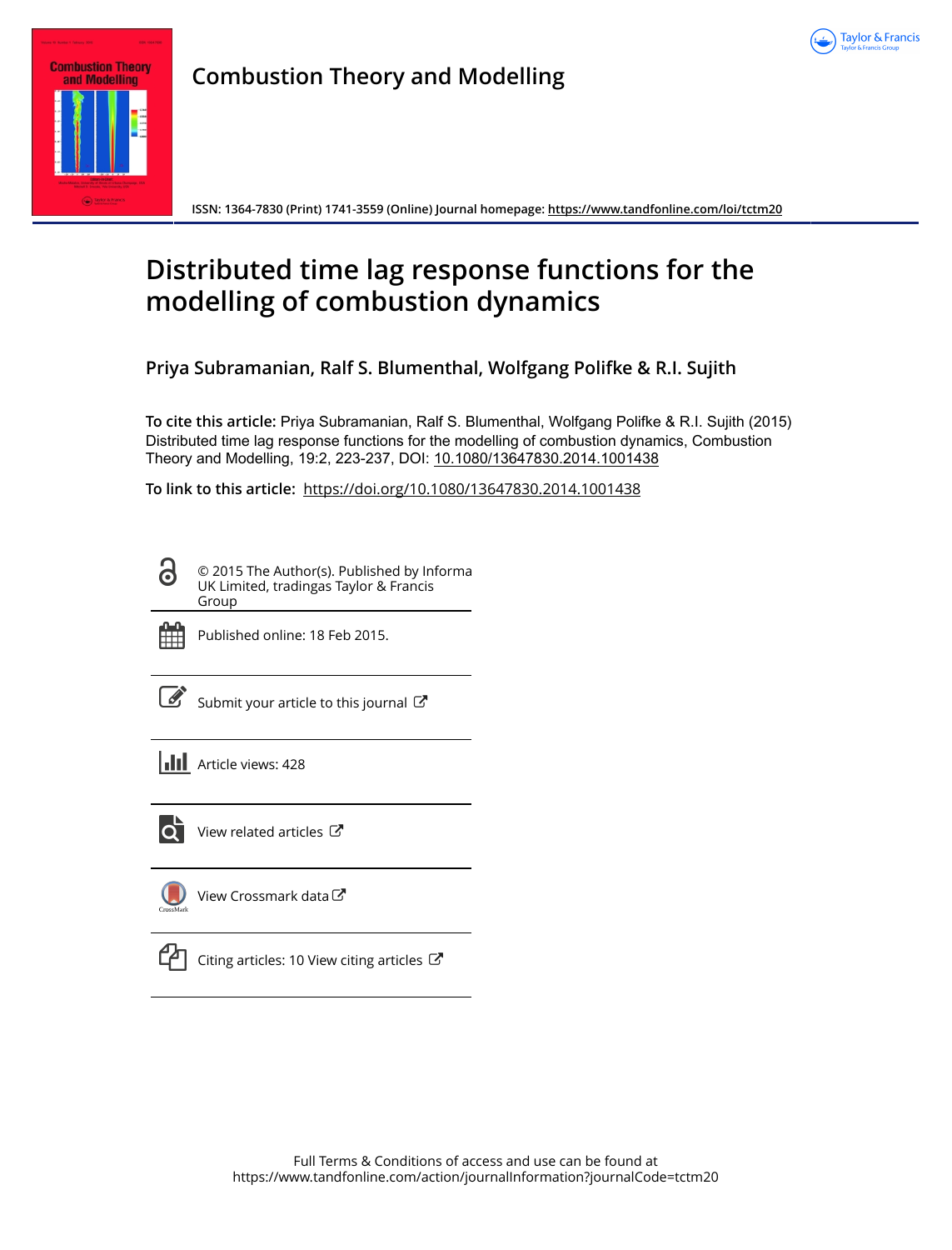# Combustion Theory and Modelling

ISSN: 1364-7830 (Print) 1741-3559 (Online) Journal homepage: https://www.tandfonline.com/loi/tctm20

# Distributed time lag response functions for the modelling of combustion dynamics

**Priya Subramanian, Ralf S. Blumenthal, Wolfgang Polifke & R.I. Sujith**

**To cite this article:** Priya Subramanian, Ralf S. Blumenthal, Wolfgang Polifke & R.I. Sujith (2015) Distributed time lag response functions for the modelling of combustion dynamics, Combustion Theory and Modelling, 19:2, 223-237, DOI: 10.1080/13647830.2014.1001438

**To link to this article:** https://doi.org/10.1080/13647830.2014.1001438

© 2015 The Author(s). Published by Informa UK Limited, tradingas Taylor & Francis Group

Published online: 18 Feb 2015.

Submit your article to this journal

Article views: 428

View related articles

View Crossmark data

Citing articles: 10 View citing articles

Full Terms & Conditions of access and use can be found at https://www.tandfonline.com/action/journalInformation?journalCode=tctm20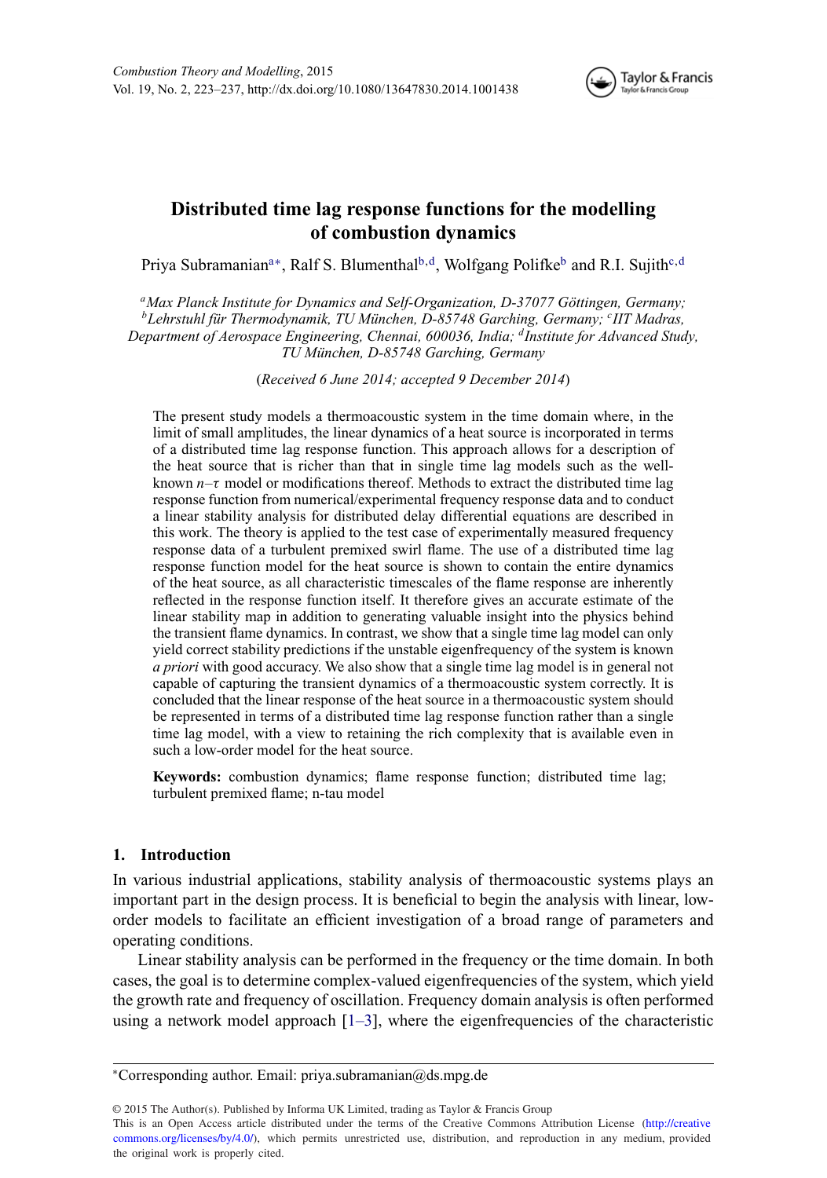# Distributed time lag response functions for the modelling of combustion dynamics

Priya Subramanian[a*], Ralf S. Blumenthal[b,d], Wolfgang Polifke[b] and R.I. Sujith[c,d]

[a]*Max Planck Institute for Dynamics and Self-Organization, D-37077 Göttingen, Germany;* [b]*Lehrstuhl für Thermodynamik, TU München, D-85748 Garching, Germany;* [c]*IIT Madras, Department of Aerospace Engineering, Chennai, 600036, India;* [d]*Institute for Advanced Study, TU München, D-85748 Garching, Germany*

(*Received 6 June 2014; accepted 9 December 2014*)

The present study models a thermoacoustic system in the time domain where, in the limit of small amplitudes, the linear dynamics of a heat source is incorporated in terms of a distributed time lag response function. This approach allows for a description of the heat source that is richer than that in single time lag models such as the well-known *n–τ* model or modifications thereof. Methods to extract the distributed time lag response function from numerical/experimental frequency response data and to conduct a linear stability analysis for distributed delay differential equations are described in this work. The theory is applied to the test case of experimentally measured frequency response data of a turbulent premixed swirl flame. The use of a distributed time lag response function model for the heat source is shown to contain the entire dynamics of the heat source, as all characteristic timescales of the flame response are inherently reflected in the response function itself. It therefore gives an accurate estimate of the linear stability map in addition to generating valuable insight into the physics behind the transient flame dynamics. In contrast, we show that a single time lag model can only yield correct stability predictions if the unstable eigenfrequency of the system is known *a priori* with good accuracy. We also show that a single time lag model is in general not capable of capturing the transient dynamics of a thermoacoustic system correctly. It is concluded that the linear response of the heat source in a thermoacoustic system should be represented in terms of a distributed time lag response function rather than a single time lag model, with a view to retaining the rich complexity that is available even in such a low-order model for the heat source.

**Keywords:** combustion dynamics; flame response function; distributed time lag; turbulent premixed flame; n-tau model

## 1. Introduction

In various industrial applications, stability analysis of thermoacoustic systems plays an important part in the design process. It is beneficial to begin the analysis with linear, low-order models to facilitate an efficient investigation of a broad range of parameters and operating conditions.

Linear stability analysis can be performed in the frequency or the time domain. In both cases, the goal is to determine complex-valued eigenfrequencies of the system, which yield the growth rate and frequency of oscillation. Frequency domain analysis is often performed using a network model approach [1–3], where the eigenfrequencies of the characteristic

*Corresponding author. Email: priya.subramanian@ds.mpg.de

© 2015 The Author(s). Published by Informa UK Limited, trading as Taylor & Francis Group
This is an Open Access article distributed under the terms of the Creative Commons Attribution License (http://creativecommons.org/licenses/by/4.0/), which permits unrestricted use, distribution, and reproduction in any medium, provided the original work is properly cited.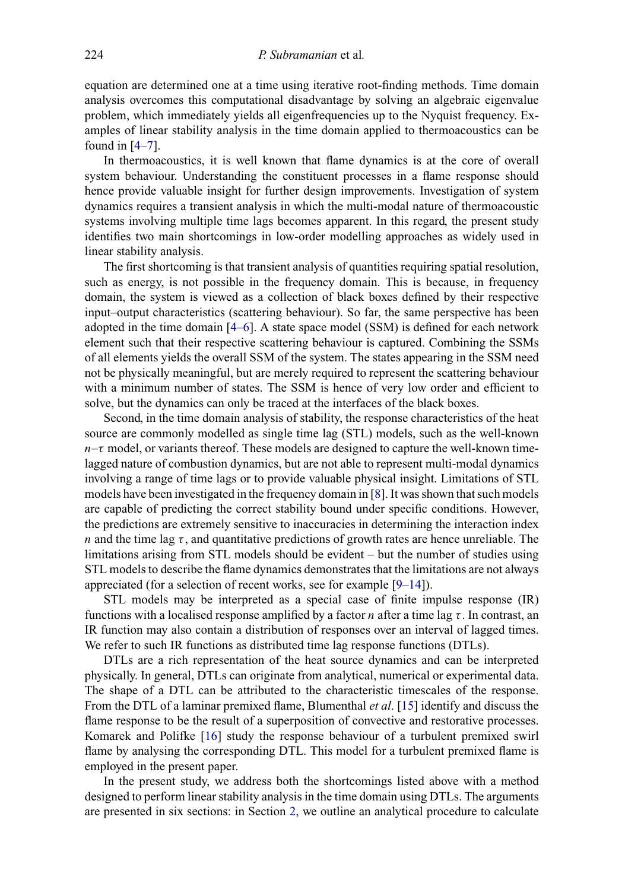equation are determined one at a time using iterative root-finding methods. Time domain analysis overcomes this computational disadvantage by solving an algebraic eigenvalue problem, which immediately yields all eigenfrequencies up to the Nyquist frequency. Examples of linear stability analysis in the time domain applied to thermoacoustics can be found in [4–7].

In thermoacoustics, it is well known that flame dynamics is at the core of overall system behaviour. Understanding the constituent processes in a flame response should hence provide valuable insight for further design improvements. Investigation of system dynamics requires a transient analysis in which the multi-modal nature of thermoacoustic systems involving multiple time lags becomes apparent. In this regard, the present study identifies two main shortcomings in low-order modelling approaches as widely used in linear stability analysis.

The first shortcoming is that transient analysis of quantities requiring spatial resolution, such as energy, is not possible in the frequency domain. This is because, in frequency domain, the system is viewed as a collection of black boxes defined by their respective input–output characteristics (scattering behaviour). So far, the same perspective has been adopted in the time domain [4–6]. A state space model (SSM) is defined for each network element such that their respective scattering behaviour is captured. Combining the SSMs of all elements yields the overall SSM of the system. The states appearing in the SSM need not be physically meaningful, but are merely required to represent the scattering behaviour with a minimum number of states. The SSM is hence of very low order and efficient to solve, but the dynamics can only be traced at the interfaces of the black boxes.

Second, in the time domain analysis of stability, the response characteristics of the heat source are commonly modelled as single time lag (STL) models, such as the well-known $n$–$\tau$ model, or variants thereof. These models are designed to capture the well-known time-lagged nature of combustion dynamics, but are not able to represent multi-modal dynamics involving a range of time lags or to provide valuable physical insight. Limitations of STL models have been investigated in the frequency domain in [8]. It was shown that such models are capable of predicting the correct stability bound under specific conditions. However, the predictions are extremely sensitive to inaccuracies in determining the interaction index $n$ and the time lag $\tau$, and quantitative predictions of growth rates are hence unreliable. The limitations arising from STL models should be evident – but the number of studies using STL models to describe the flame dynamics demonstrates that the limitations are not always appreciated (for a selection of recent works, see for example [9–14]).

STL models may be interpreted as a special case of finite impulse response (IR) functions with a localised response amplified by a factor $n$ after a time lag $\tau$. In contrast, an IR function may also contain a distribution of responses over an interval of lagged times. We refer to such IR functions as distributed time lag response functions (DTLs).

DTLs are a rich representation of the heat source dynamics and can be interpreted physically. In general, DTLs can originate from analytical, numerical or experimental data. The shape of a DTL can be attributed to the characteristic timescales of the response. From the DTL of a laminar premixed flame, Blumenthal *et al*. [15] identify and discuss the flame response to be the result of a superposition of convective and restorative processes. Komarek and Polifke [16] study the response behaviour of a turbulent premixed swirl flame by analysing the corresponding DTL. This model for a turbulent premixed flame is employed in the present paper.

In the present study, we address both the shortcomings listed above with a method designed to perform linear stability analysis in the time domain using DTLs. The arguments are presented in six sections: in Section 2, we outline an analytical procedure to calculate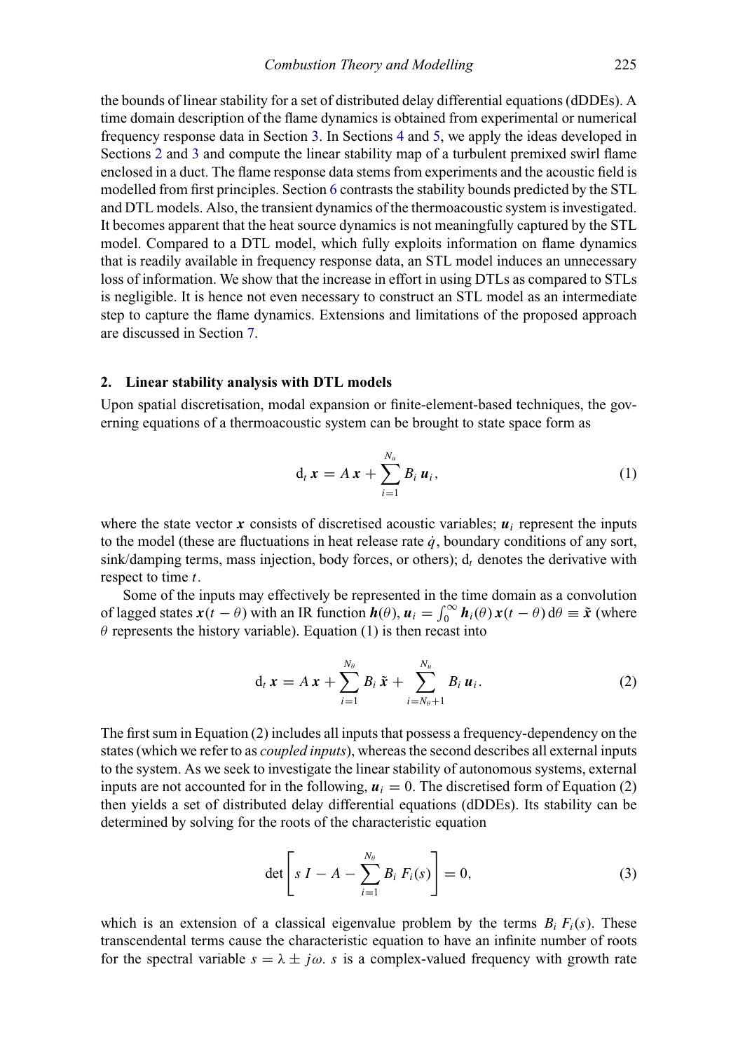the bounds of linear stability for a set of distributed delay differential equations (dDDEs). A time domain description of the flame dynamics is obtained from experimental or numerical frequency response data in Section 3. In Sections 4 and 5, we apply the ideas developed in Sections 2 and 3 and compute the linear stability map of a turbulent premixed swirl flame enclosed in a duct. The flame response data stems from experiments and the acoustic field is modelled from first principles. Section 6 contrasts the stability bounds predicted by the STL and DTL models. Also, the transient dynamics of the thermoacoustic system is investigated. It becomes apparent that the heat source dynamics is not meaningfully captured by the STL model. Compared to a DTL model, which fully exploits information on flame dynamics that is readily available in frequency response data, an STL model induces an unnecessary loss of information. We show that the increase in effort in using DTLs as compared to STLs is negligible. It is hence not even necessary to construct an STL model as an intermediate step to capture the flame dynamics. Extensions and limitations of the proposed approach are discussed in Section 7.

## 2. Linear stability analysis with DTL models

Upon spatial discretisation, modal expansion or finite-element-based techniques, the governing equations of a thermoacoustic system can be brought to state space form as

$$\mathrm{d}_t\, \boldsymbol{x} = A\, \boldsymbol{x} + \sum_{i=1}^{N_u} B_i\, \boldsymbol{u}_i, \tag{1}$$

where the state vector $\boldsymbol{x}$ consists of discretised acoustic variables; $\boldsymbol{u}_i$ represent the inputs to the model (these are fluctuations in heat release rate $\dot{q}$, boundary conditions of any sort, sink/damping terms, mass injection, body forces, or others); $\mathrm{d}_t$ denotes the derivative with respect to time $t$.

Some of the inputs may effectively be represented in the time domain as a convolution of lagged states $\boldsymbol{x}(t-\theta)$ with an IR function $\boldsymbol{h}(\theta)$, $\boldsymbol{u}_i = \int_0^\infty \boldsymbol{h}_i(\theta)\, \boldsymbol{x}(t-\theta)\, \mathrm{d}\theta \equiv \tilde{\boldsymbol{x}}$ (where $\theta$ represents the history variable). Equation (1) is then recast into

$$\mathrm{d}_t\, \boldsymbol{x} = A\, \boldsymbol{x} + \sum_{i=1}^{N_\theta} B_i\, \tilde{\boldsymbol{x}} + \sum_{i=N_\theta+1}^{N_u} B_i\, \boldsymbol{u}_i. \tag{2}$$

The first sum in Equation (2) includes all inputs that possess a frequency-dependency on the states (which we refer to as *coupled inputs*), whereas the second describes all external inputs to the system. As we seek to investigate the linear stability of autonomous systems, external inputs are not accounted for in the following, $\boldsymbol{u}_i = 0$. The discretised form of Equation (2) then yields a set of distributed delay differential equations (dDDEs). Its stability can be determined by solving for the roots of the characteristic equation

$$\det\left[ s\, I - A - \sum_{i=1}^{N_\theta} B_i\, F_i(s) \right] = 0, \tag{3}$$

which is an extension of a classical eigenvalue problem by the terms $B_i\, F_i(s)$. These transcendental terms cause the characteristic equation to have an infinite number of roots for the spectral variable $s = \lambda \pm j\omega$. $s$ is a complex-valued frequency with growth rate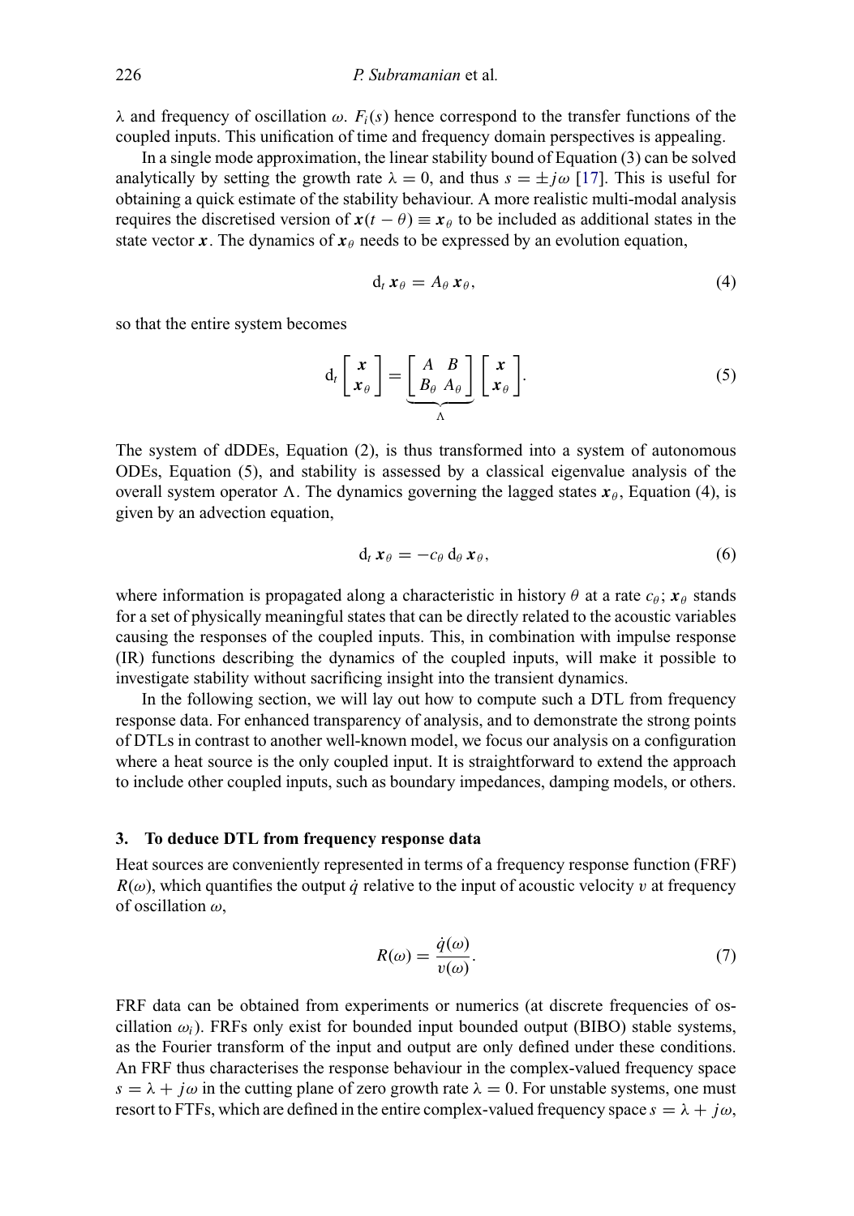$\lambda$ and frequency of oscillation $\omega$. $F_i(s)$ hence correspond to the transfer functions of the coupled inputs. This unification of time and frequency domain perspectives is appealing.

In a single mode approximation, the linear stability bound of Equation (3) can be solved analytically by setting the growth rate $\lambda = 0$, and thus $s = \pm j\omega$ [17]. This is useful for obtaining a quick estimate of the stability behaviour. A more realistic multi-modal analysis requires the discretised version of $\boldsymbol{x}(t-\theta) \equiv \boldsymbol{x}_\theta$ to be included as additional states in the state vector $\boldsymbol{x}$. The dynamics of $\boldsymbol{x}_\theta$ needs to be expressed by an evolution equation,

$$\mathrm{d}_t\, \boldsymbol{x}_\theta = A_\theta\, \boldsymbol{x}_\theta, \tag{4}$$

so that the entire system becomes

$$\mathrm{d}_t \begin{bmatrix} \boldsymbol{x} \\ \boldsymbol{x}_\theta \end{bmatrix} = \underbrace{\begin{bmatrix} A & B \\ B_\theta & A_\theta \end{bmatrix}}_{\Lambda} \begin{bmatrix} \boldsymbol{x} \\ \boldsymbol{x}_\theta \end{bmatrix}. \tag{5}$$

The system of dDDEs, Equation (2), is thus transformed into a system of autonomous ODEs, Equation (5), and stability is assessed by a classical eigenvalue analysis of the overall system operator $\Lambda$. The dynamics governing the lagged states $\boldsymbol{x}_\theta$, Equation (4), is given by an advection equation,

$$\mathrm{d}_t\, \boldsymbol{x}_\theta = -c_\theta\, \mathrm{d}_\theta\, \boldsymbol{x}_\theta, \tag{6}$$

where information is propagated along a characteristic in history $\theta$ at a rate $c_\theta$; $\boldsymbol{x}_\theta$ stands for a set of physically meaningful states that can be directly related to the acoustic variables causing the responses of the coupled inputs. This, in combination with impulse response (IR) functions describing the dynamics of the coupled inputs, will make it possible to investigate stability without sacrificing insight into the transient dynamics.

In the following section, we will lay out how to compute such a DTL from frequency response data. For enhanced transparency of analysis, and to demonstrate the strong points of DTLs in contrast to another well-known model, we focus our analysis on a configuration where a heat source is the only coupled input. It is straightforward to extend the approach to include other coupled inputs, such as boundary impedances, damping models, or others.

## 3. To deduce DTL from frequency response data

Heat sources are conveniently represented in terms of a frequency response function (FRF) $R(\omega)$, which quantifies the output $\dot{q}$ relative to the input of acoustic velocity $v$ at frequency of oscillation $\omega$,

$$R(\omega) = \frac{\dot{q}(\omega)}{v(\omega)}. \tag{7}$$

FRF data can be obtained from experiments or numerics (at discrete frequencies of oscillation $\omega_i$). FRFs only exist for bounded input bounded output (BIBO) stable systems, as the Fourier transform of the input and output are only defined under these conditions. An FRF thus characterises the response behaviour in the complex-valued frequency space $s = \lambda + j\omega$ in the cutting plane of zero growth rate $\lambda = 0$. For unstable systems, one must resort to FTFs, which are defined in the entire complex-valued frequency space $s = \lambda + j\omega$,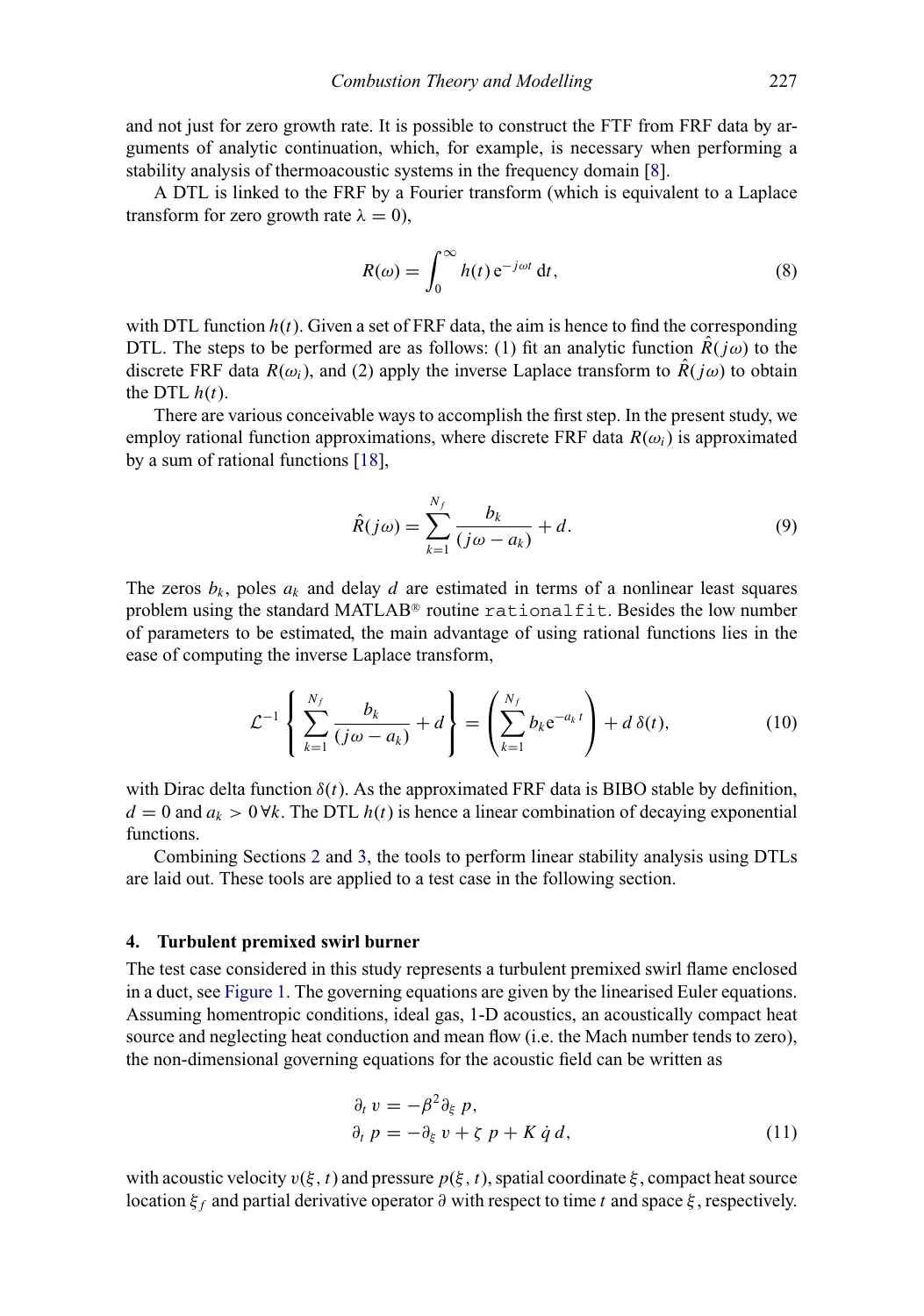and not just for zero growth rate. It is possible to construct the FTF from FRF data by arguments of analytic continuation, which, for example, is necessary when performing a stability analysis of thermoacoustic systems in the frequency domain [8].

A DTL is linked to the FRF by a Fourier transform (which is equivalent to a Laplace transform for zero growth rate $\lambda = 0$),

$$R(\omega) = \int_0^{\infty} h(t)\, \mathrm{e}^{-j\omega t}\, \mathrm{d}t, \tag{8}$$

with DTL function $h(t)$. Given a set of FRF data, the aim is hence to find the corresponding DTL. The steps to be performed are as follows: (1) fit an analytic function $\hat{R}(j\omega)$ to the discrete FRF data $R(\omega_i)$, and (2) apply the inverse Laplace transform to $\hat{R}(j\omega)$ to obtain the DTL $h(t)$.

There are various conceivable ways to accomplish the first step. In the present study, we employ rational function approximations, where discrete FRF data $R(\omega_i)$ is approximated by a sum of rational functions [18],

$$\hat{R}(j\omega) = \sum_{k=1}^{N_f} \frac{b_k}{(j\omega - a_k)} + d. \tag{9}$$

The zeros $b_k$, poles $a_k$ and delay $d$ are estimated in terms of a nonlinear least squares problem using the standard MATLAB® routine `rationalfit`. Besides the low number of parameters to be estimated, the main advantage of using rational functions lies in the ease of computing the inverse Laplace transform,

$$\mathcal{L}^{-1}\left\{ \sum_{k=1}^{N_f} \frac{b_k}{(j\omega - a_k)} + d \right\} = \left( \sum_{k=1}^{N_f} b_k \mathrm{e}^{-a_k t} \right) + d\, \delta(t), \tag{10}$$

with Dirac delta function $\delta(t)$. As the approximated FRF data is BIBO stable by definition, $d = 0$ and $a_k > 0\, \forall k$. The DTL $h(t)$ is hence a linear combination of decaying exponential functions.

Combining Sections 2 and 3, the tools to perform linear stability analysis using DTLs are laid out. These tools are applied to a test case in the following section.

## 4. Turbulent premixed swirl burner

The test case considered in this study represents a turbulent premixed swirl flame enclosed in a duct, see Figure 1. The governing equations are given by the linearised Euler equations. Assuming homentropic conditions, ideal gas, 1-D acoustics, an acoustically compact heat source and neglecting heat conduction and mean flow (i.e. the Mach number tends to zero), the non-dimensional governing equations for the acoustic field can be written as

$$\begin{aligned} \partial_t\, v &= -\beta^2 \partial_\xi\, p, \\ \partial_t\, p &= -\partial_\xi\, v + \zeta\, p + K\, \dot{q}\, d, \end{aligned} \tag{11}$$

with acoustic velocity $v(\xi, t)$ and pressure $p(\xi, t)$, spatial coordinate $\xi$, compact heat source location $\xi_f$ and partial derivative operator $\partial$ with respect to time $t$ and space $\xi$, respectively.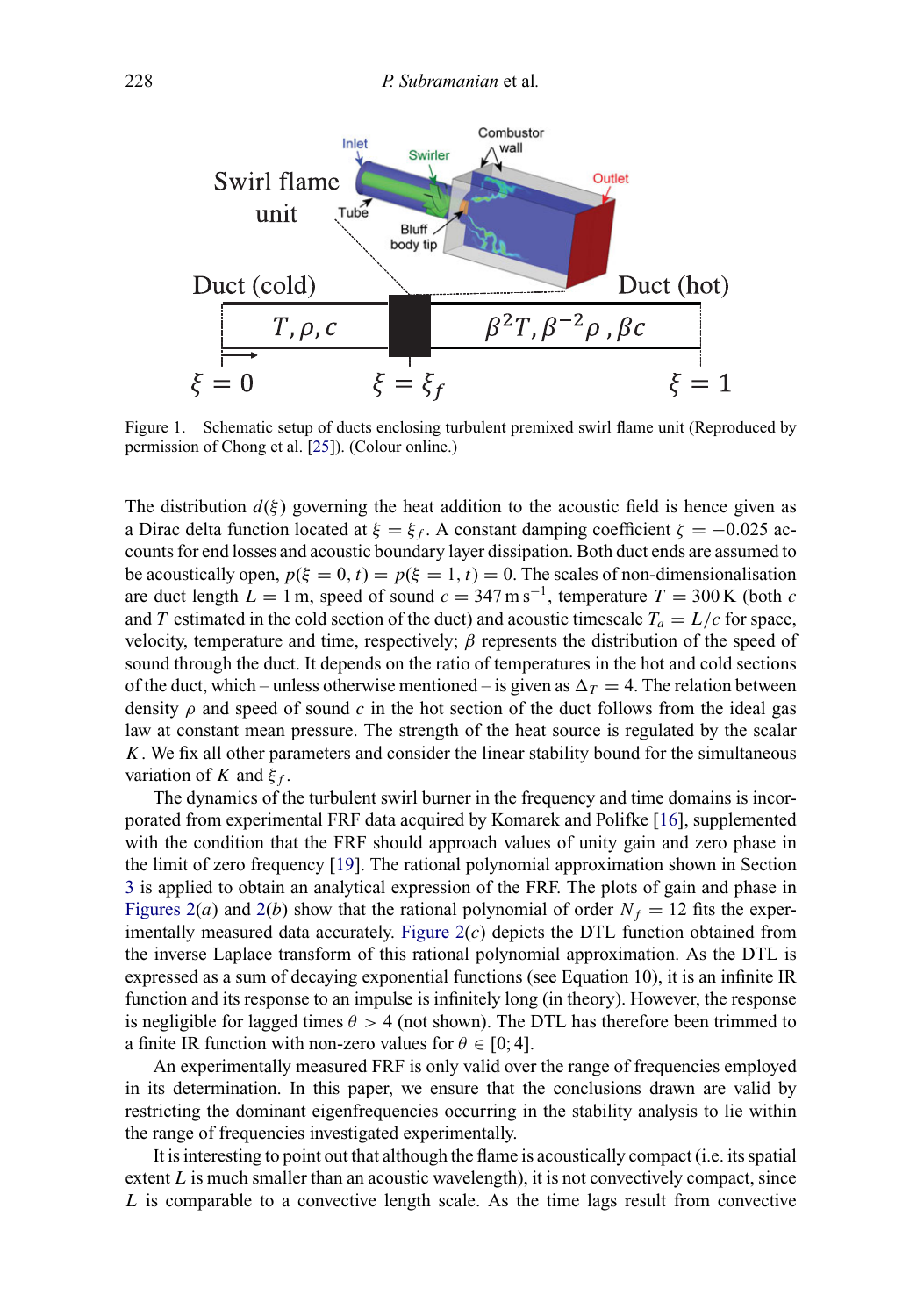Figure 1. Schematic setup of ducts enclosing turbulent premixed swirl flame unit (Reproduced by permission of Chong et al. [25]). (Colour online.)

The distribution $d(\xi)$ governing the heat addition to the acoustic field is hence given as a Dirac delta function located at $\xi = \xi_f$. A constant damping coefficient $\zeta = -0.025$ accounts for end losses and acoustic boundary layer dissipation. Both duct ends are assumed to be acoustically open, $p(\xi = 0, t) = p(\xi = 1, t) = 0$. The scales of non-dimensionalisation are duct length $L = 1$ m, speed of sound $c = 347\,\mathrm{m\,s^{-1}}$, temperature $T = 300$ K (both $c$ and $T$ estimated in the cold section of the duct) and acoustic timescale $T_a = L/c$ for space, velocity, temperature and time, respectively; $\beta$ represents the distribution of the speed of sound through the duct. It depends on the ratio of temperatures in the hot and cold sections of the duct, which – unless otherwise mentioned – is given as $\Delta_T = 4$. The relation between density $\rho$ and speed of sound $c$ in the hot section of the duct follows from the ideal gas law at constant mean pressure. The strength of the heat source is regulated by the scalar $K$. We fix all other parameters and consider the linear stability bound for the simultaneous variation of $K$ and $\xi_f$.

The dynamics of the turbulent swirl burner in the frequency and time domains is incorporated from experimental FRF data acquired by Komarek and Polifke [16], supplemented with the condition that the FRF should approach values of unity gain and zero phase in the limit of zero frequency [19]. The rational polynomial approximation shown in Section 3 is applied to obtain an analytical expression of the FRF. The plots of gain and phase in Figures 2(*a*) and 2(*b*) show that the rational polynomial of order $N_f = 12$ fits the experimentally measured data accurately. Figure 2(*c*) depicts the DTL function obtained from the inverse Laplace transform of this rational polynomial approximation. As the DTL is expressed as a sum of decaying exponential functions (see Equation 10), it is an infinite IR function and its response to an impulse is infinitely long (in theory). However, the response is negligible for lagged times $\theta > 4$ (not shown). The DTL has therefore been trimmed to a finite IR function with non-zero values for $\theta \in [0; 4]$.

An experimentally measured FRF is only valid over the range of frequencies employed in its determination. In this paper, we ensure that the conclusions drawn are valid by restricting the dominant eigenfrequencies occurring in the stability analysis to lie within the range of frequencies investigated experimentally.

It is interesting to point out that although the flame is acoustically compact (i.e. its spatial extent $L$ is much smaller than an acoustic wavelength), it is not convectively compact, since $L$ is comparable to a convective length scale. As the time lags result from convective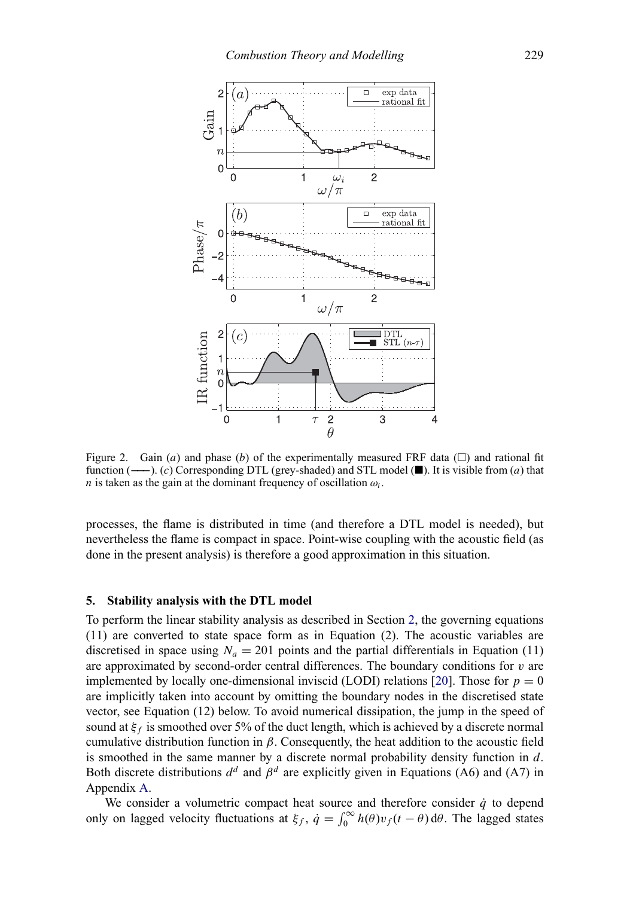Figure 2. Gain (*a*) and phase (*b*) of the experimentally measured FRF data (□) and rational fit function (——). (*c*) Corresponding DTL (grey-shaded) and STL model (■). It is visible from (*a*) that $n$ is taken as the gain at the dominant frequency of oscillation $\omega_i$.

processes, the flame is distributed in time (and therefore a DTL model is needed), but nevertheless the flame is compact in space. Point-wise coupling with the acoustic field (as done in the present analysis) is therefore a good approximation in this situation.

## 5. Stability analysis with the DTL model

To perform the linear stability analysis as described in Section 2, the governing equations (11) are converted to state space form as in Equation (2). The acoustic variables are discretised in space using $N_a = 201$ points and the partial differentials in Equation (11) are approximated by second-order central differences. The boundary conditions for $v$ are implemented by locally one-dimensional inviscid (LODI) relations [20]. Those for $p = 0$ are implicitly taken into account by omitting the boundary nodes in the discretised state vector, see Equation (12) below. To avoid numerical dissipation, the jump in the speed of sound at $\xi_f$ is smoothed over 5% of the duct length, which is achieved by a discrete normal cumulative distribution function in $\beta$. Consequently, the heat addition to the acoustic field is smoothed in the same manner by a discrete normal probability density function in $d$. Both discrete distributions $d^d$ and $\beta^d$ are explicitly given in Equations (A6) and (A7) in Appendix A.

We consider a volumetric compact heat source and therefore consider $\dot{q}$ to depend only on lagged velocity fluctuations at $\xi_f$, $\dot{q} = \int_0^\infty h(\theta) v_f(t-\theta)\,\mathrm{d}\theta$. The lagged states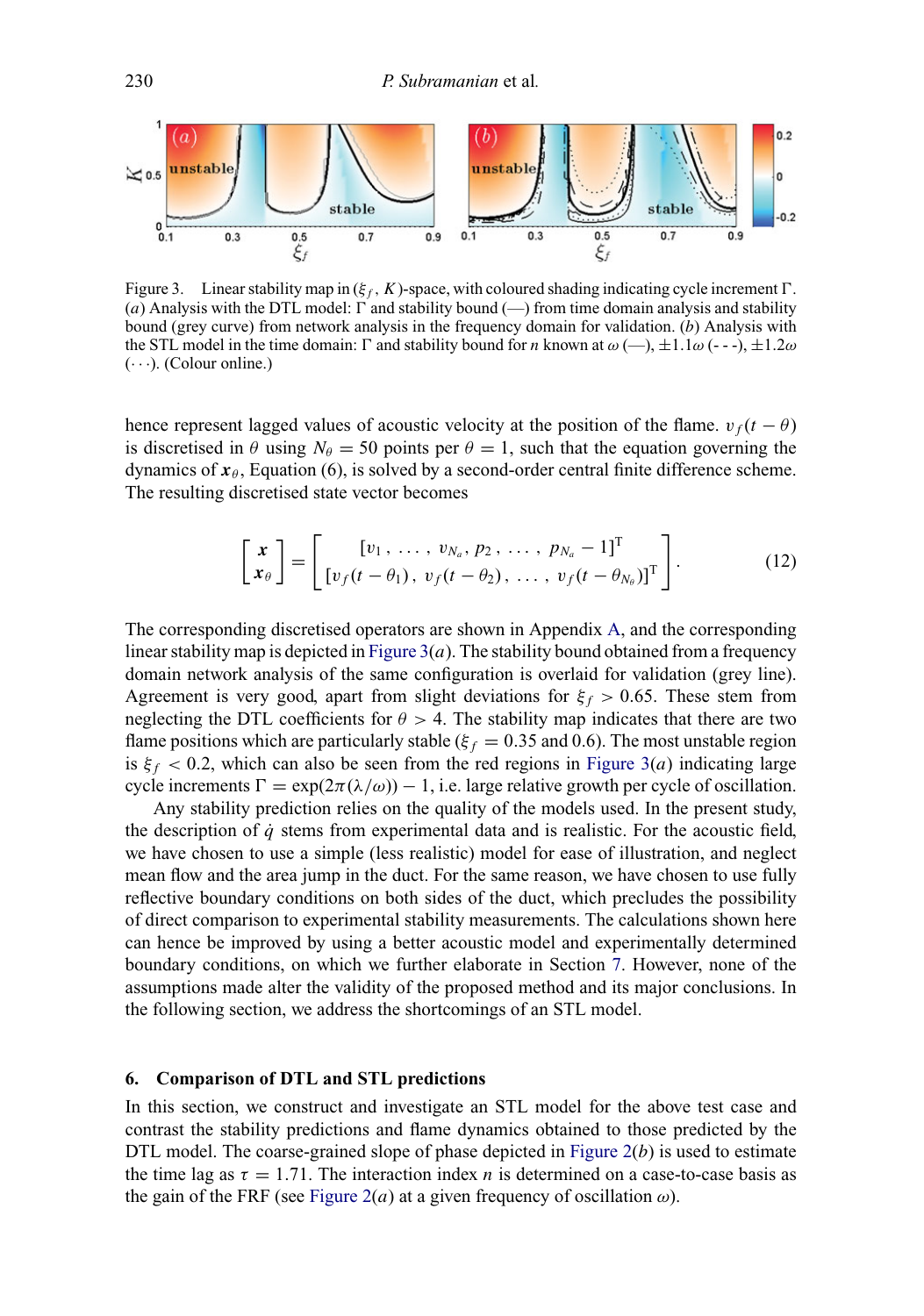Figure 3. Linear stability map in $(\xi_f, K)$-space, with coloured shading indicating cycle increment $\Gamma$. ($a$) Analysis with the DTL model: $\Gamma$ and stability bound (—) from time domain analysis and stability bound (grey curve) from network analysis in the frequency domain for validation. ($b$) Analysis with the STL model in the time domain: $\Gamma$ and stability bound for $n$ known at $\omega$ (—), $\pm 1.1\omega$ (- - -), $\pm 1.2\omega$ ($\cdots$). (Colour online.)

hence represent lagged values of acoustic velocity at the position of the flame. $v_f(t-\theta)$ is discretised in $\theta$ using $N_\theta = 50$ points per $\theta = 1$, such that the equation governing the dynamics of $\boldsymbol{x}_\theta$, Equation (6), is solved by a second-order central finite difference scheme. The resulting discretised state vector becomes

$$\begin{bmatrix} \boldsymbol{x} \\ \boldsymbol{x}_\theta \end{bmatrix} = \begin{bmatrix} [v_1, \ldots, v_{N_a}, p_2, \ldots, p_{N_a} - 1]^{\mathrm{T}} \\ [v_f(t-\theta_1), v_f(t-\theta_2), \ldots, v_f(t-\theta_{N_\theta})]^{\mathrm{T}} \end{bmatrix}. \tag{12}$$

The corresponding discretised operators are shown in Appendix A, and the corresponding linear stability map is depicted in Figure 3($a$). The stability bound obtained from a frequency domain network analysis of the same configuration is overlaid for validation (grey line). Agreement is very good, apart from slight deviations for $\xi_f > 0.65$. These stem from neglecting the DTL coefficients for $\theta > 4$. The stability map indicates that there are two flame positions which are particularly stable ($\xi_f = 0.35$ and 0.6). The most unstable region is $\xi_f < 0.2$, which can also be seen from the red regions in Figure 3($a$) indicating large cycle increments $\Gamma = \exp(2\pi(\lambda/\omega)) - 1$, i.e. large relative growth per cycle of oscillation.

Any stability prediction relies on the quality of the models used. In the present study, the description of $\dot{q}$ stems from experimental data and is realistic. For the acoustic field, we have chosen to use a simple (less realistic) model for ease of illustration, and neglect mean flow and the area jump in the duct. For the same reason, we have chosen to use fully reflective boundary conditions on both sides of the duct, which precludes the possibility of direct comparison to experimental stability measurements. The calculations shown here can hence be improved by using a better acoustic model and experimentally determined boundary conditions, on which we further elaborate in Section 7. However, none of the assumptions made alter the validity of the proposed method and its major conclusions. In the following section, we address the shortcomings of an STL model.

## 6. Comparison of DTL and STL predictions

In this section, we construct and investigate an STL model for the above test case and contrast the stability predictions and flame dynamics obtained to those predicted by the DTL model. The coarse-grained slope of phase depicted in Figure 2($b$) is used to estimate the time lag as $\tau = 1.71$. The interaction index $n$ is determined on a case-to-case basis as the gain of the FRF (see Figure 2($a$) at a given frequency of oscillation $\omega$).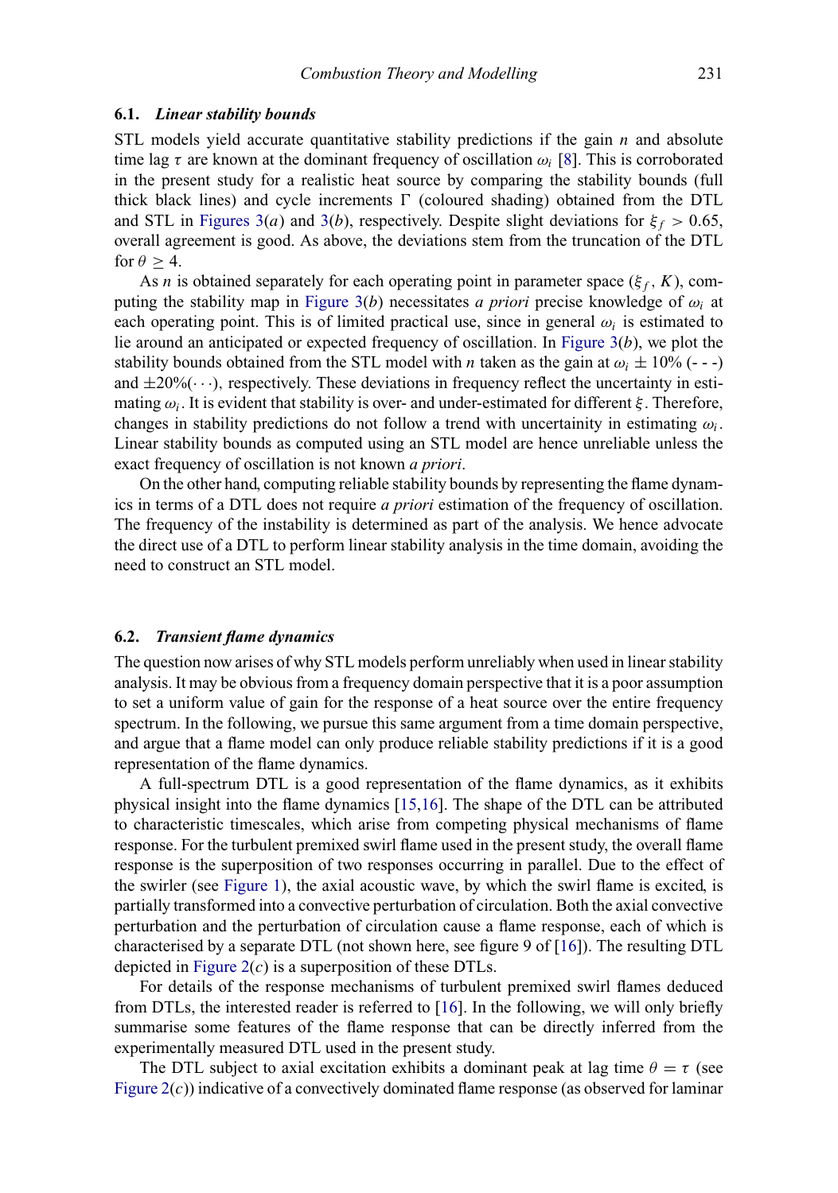### 6.1. *Linear stability bounds*

STL models yield accurate quantitative stability predictions if the gain $n$ and absolute time lag $\tau$ are known at the dominant frequency of oscillation $\omega_i$ [8]. This is corroborated in the present study for a realistic heat source by comparing the stability bounds (full thick black lines) and cycle increments $\Gamma$ (coloured shading) obtained from the DTL and STL in Figures 3(*a*) and 3(*b*), respectively. Despite slight deviations for $\xi_f > 0.65$, overall agreement is good. As above, the deviations stem from the truncation of the DTL for $\theta \geq 4$.

As $n$ is obtained separately for each operating point in parameter space ($\xi_f$, $K$), computing the stability map in Figure 3(*b*) necessitates *a priori* precise knowledge of $\omega_i$ at each operating point. This is of limited practical use, since in general $\omega_i$ is estimated to lie around an anticipated or expected frequency of oscillation. In Figure 3(*b*), we plot the stability bounds obtained from the STL model with $n$ taken as the gain at $\omega_i \pm 10\%$ (- - -) and $\pm 20\%$($\cdots$), respectively. These deviations in frequency reflect the uncertainty in estimating $\omega_i$. It is evident that stability is over- and under-estimated for different $\xi$. Therefore, changes in stability predictions do not follow a trend with uncertainity in estimating $\omega_i$. Linear stability bounds as computed using an STL model are hence unreliable unless the exact frequency of oscillation is not known *a priori*.

On the other hand, computing reliable stability bounds by representing the flame dynamics in terms of a DTL does not require *a priori* estimation of the frequency of oscillation. The frequency of the instability is determined as part of the analysis. We hence advocate the direct use of a DTL to perform linear stability analysis in the time domain, avoiding the need to construct an STL model.

### 6.2. *Transient flame dynamics*

The question now arises of why STL models perform unreliably when used in linear stability analysis. It may be obvious from a frequency domain perspective that it is a poor assumption to set a uniform value of gain for the response of a heat source over the entire frequency spectrum. In the following, we pursue this same argument from a time domain perspective, and argue that a flame model can only produce reliable stability predictions if it is a good representation of the flame dynamics.

A full-spectrum DTL is a good representation of the flame dynamics, as it exhibits physical insight into the flame dynamics [15,16]. The shape of the DTL can be attributed to characteristic timescales, which arise from competing physical mechanisms of flame response. For the turbulent premixed swirl flame used in the present study, the overall flame response is the superposition of two responses occurring in parallel. Due to the effect of the swirler (see Figure 1), the axial acoustic wave, by which the swirl flame is excited, is partially transformed into a convective perturbation of circulation. Both the axial convective perturbation and the perturbation of circulation cause a flame response, each of which is characterised by a separate DTL (not shown here, see figure 9 of [16]). The resulting DTL depicted in Figure 2(*c*) is a superposition of these DTLs.

For details of the response mechanisms of turbulent premixed swirl flames deduced from DTLs, the interested reader is referred to [16]. In the following, we will only briefly summarise some features of the flame response that can be directly inferred from the experimentally measured DTL used in the present study.

The DTL subject to axial excitation exhibits a dominant peak at lag time $\theta = \tau$ (see Figure 2(*c*)) indicative of a convectively dominated flame response (as observed for laminar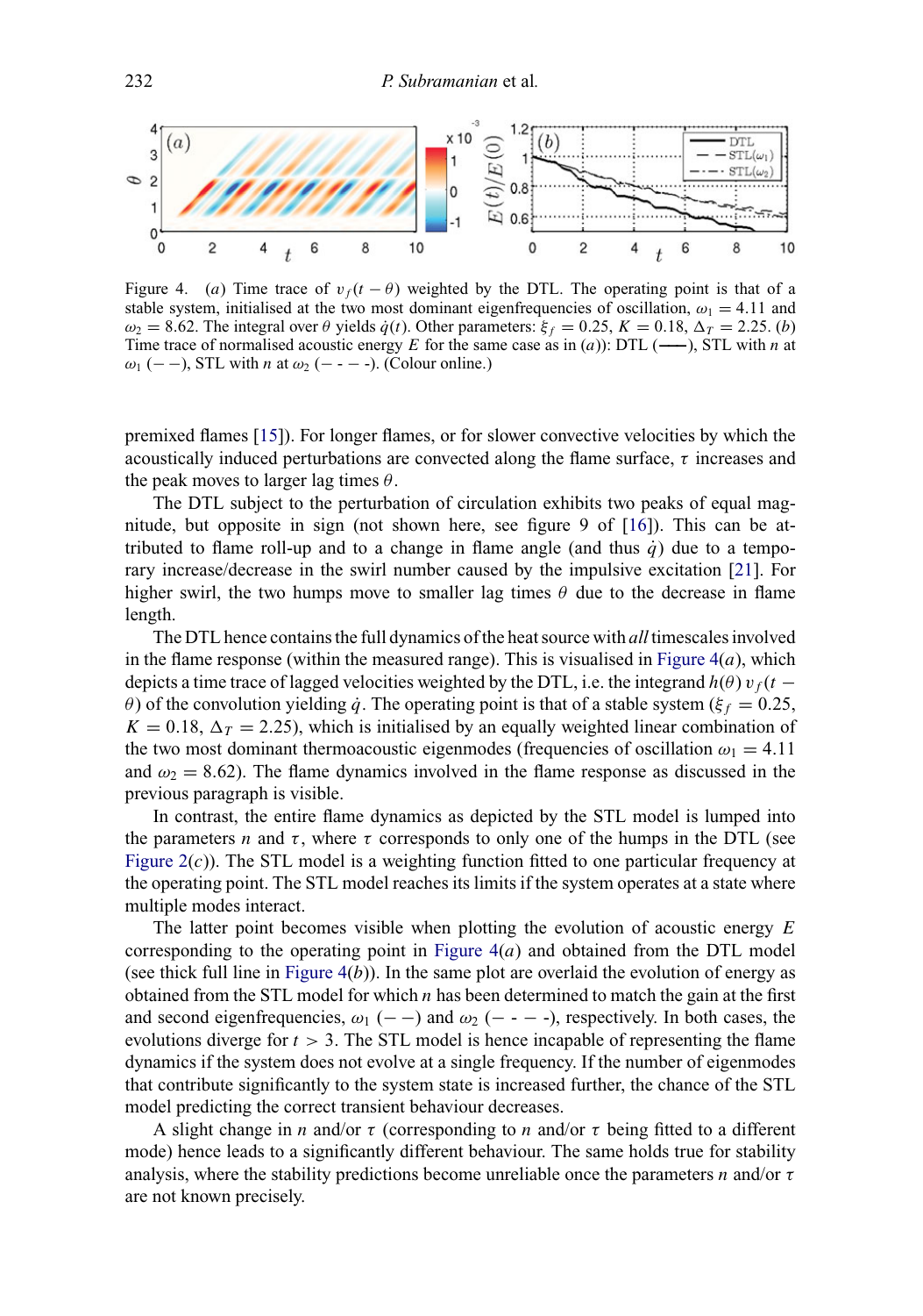Figure 4. (*a*) Time trace of $v_f(t-\theta)$ weighted by the DTL. The operating point is that of a stable system, initialised at the two most dominant eigenfrequencies of oscillation, $\omega_1 = 4.11$ and $\omega_2 = 8.62$. The integral over $\theta$ yields $\dot{q}(t)$. Other parameters: $\xi_f = 0.25$, $K = 0.18$, $\Delta_T = 2.25$. (*b*) Time trace of normalised acoustic energy $E$ for the same case as in (*a*)): DTL (——), STL with $n$ at $\omega_1$ (– –), STL with $n$ at $\omega_2$ (– - – -). (Colour online.)

premixed flames [15]). For longer flames, or for slower convective velocities by which the acoustically induced perturbations are convected along the flame surface, $\tau$ increases and the peak moves to larger lag times $\theta$.

The DTL subject to the perturbation of circulation exhibits two peaks of equal magnitude, but opposite in sign (not shown here, see figure 9 of [16]). This can be attributed to flame roll-up and to a change in flame angle (and thus $\dot{q}$) due to a temporary increase/decrease in the swirl number caused by the impulsive excitation [21]. For higher swirl, the two humps move to smaller lag times $\theta$ due to the decrease in flame length.

The DTL hence contains the full dynamics of the heat source with *all* timescales involved in the flame response (within the measured range). This is visualised in Figure 4(*a*), which depicts a time trace of lagged velocities weighted by the DTL, i.e. the integrand $h(\theta)\,v_f(t-\theta)$ of the convolution yielding $\dot{q}$. The operating point is that of a stable system ($\xi_f = 0.25$, $K = 0.18$, $\Delta_T = 2.25$), which is initialised by an equally weighted linear combination of the two most dominant thermoacoustic eigenmodes (frequencies of oscillation $\omega_1 = 4.11$ and $\omega_2 = 8.62$). The flame dynamics involved in the flame response as discussed in the previous paragraph is visible.

In contrast, the entire flame dynamics as depicted by the STL model is lumped into the parameters $n$ and $\tau$, where $\tau$ corresponds to only one of the humps in the DTL (see Figure 2(*c*)). The STL model is a weighting function fitted to one particular frequency at the operating point. The STL model reaches its limits if the system operates at a state where multiple modes interact.

The latter point becomes visible when plotting the evolution of acoustic energy $E$ corresponding to the operating point in Figure 4(*a*) and obtained from the DTL model (see thick full line in Figure 4(*b*)). In the same plot are overlaid the evolution of energy as obtained from the STL model for which $n$ has been determined to match the gain at the first and second eigenfrequencies, $\omega_1$ (– –) and $\omega_2$ (– - – -), respectively. In both cases, the evolutions diverge for $t > 3$. The STL model is hence incapable of representing the flame dynamics if the system does not evolve at a single frequency. If the number of eigenmodes that contribute significantly to the system state is increased further, the chance of the STL model predicting the correct transient behaviour decreases.

A slight change in $n$ and/or $\tau$ (corresponding to $n$ and/or $\tau$ being fitted to a different mode) hence leads to a significantly different behaviour. The same holds true for stability analysis, where the stability predictions become unreliable once the parameters $n$ and/or $\tau$ are not known precisely.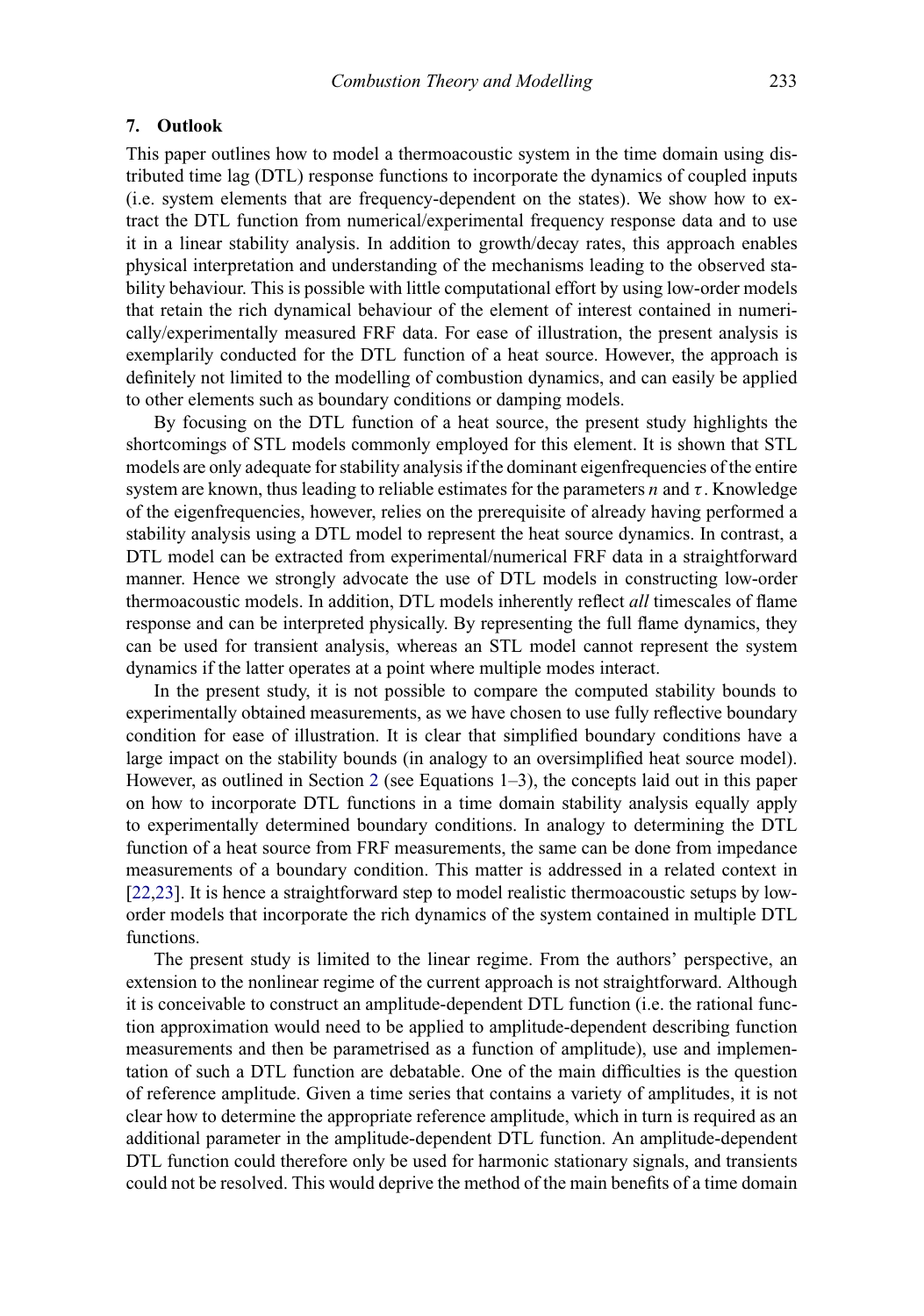## 7. Outlook

This paper outlines how to model a thermoacoustic system in the time domain using distributed time lag (DTL) response functions to incorporate the dynamics of coupled inputs (i.e. system elements that are frequency-dependent on the states). We show how to extract the DTL function from numerical/experimental frequency response data and to use it in a linear stability analysis. In addition to growth/decay rates, this approach enables physical interpretation and understanding of the mechanisms leading to the observed stability behaviour. This is possible with little computational effort by using low-order models that retain the rich dynamical behaviour of the element of interest contained in numerically/experimentally measured FRF data. For ease of illustration, the present analysis is exemplarily conducted for the DTL function of a heat source. However, the approach is definitely not limited to the modelling of combustion dynamics, and can easily be applied to other elements such as boundary conditions or damping models.

By focusing on the DTL function of a heat source, the present study highlights the shortcomings of STL models commonly employed for this element. It is shown that STL models are only adequate for stability analysis if the dominant eigenfrequencies of the entire system are known, thus leading to reliable estimates for the parameters $n$ and $\tau$. Knowledge of the eigenfrequencies, however, relies on the prerequisite of already having performed a stability analysis using a DTL model to represent the heat source dynamics. In contrast, a DTL model can be extracted from experimental/numerical FRF data in a straightforward manner. Hence we strongly advocate the use of DTL models in constructing low-order thermoacoustic models. In addition, DTL models inherently reflect *all* timescales of flame response and can be interpreted physically. By representing the full flame dynamics, they can be used for transient analysis, whereas an STL model cannot represent the system dynamics if the latter operates at a point where multiple modes interact.

In the present study, it is not possible to compare the computed stability bounds to experimentally obtained measurements, as we have chosen to use fully reflective boundary condition for ease of illustration. It is clear that simplified boundary conditions have a large impact on the stability bounds (in analogy to an oversimplified heat source model). However, as outlined in Section 2 (see Equations 1–3), the concepts laid out in this paper on how to incorporate DTL functions in a time domain stability analysis equally apply to experimentally determined boundary conditions. In analogy to determining the DTL function of a heat source from FRF measurements, the same can be done from impedance measurements of a boundary condition. This matter is addressed in a related context in [22,23]. It is hence a straightforward step to model realistic thermoacoustic setups by low-order models that incorporate the rich dynamics of the system contained in multiple DTL functions.

The present study is limited to the linear regime. From the authors' perspective, an extension to the nonlinear regime of the current approach is not straightforward. Although it is conceivable to construct an amplitude-dependent DTL function (i.e. the rational function approximation would need to be applied to amplitude-dependent describing function measurements and then be parametrised as a function of amplitude), use and implementation of such a DTL function are debatable. One of the main difficulties is the question of reference amplitude. Given a time series that contains a variety of amplitudes, it is not clear how to determine the appropriate reference amplitude, which in turn is required as an additional parameter in the amplitude-dependent DTL function. An amplitude-dependent DTL function could therefore only be used for harmonic stationary signals, and transients could not be resolved. This would deprive the method of the main benefits of a time domain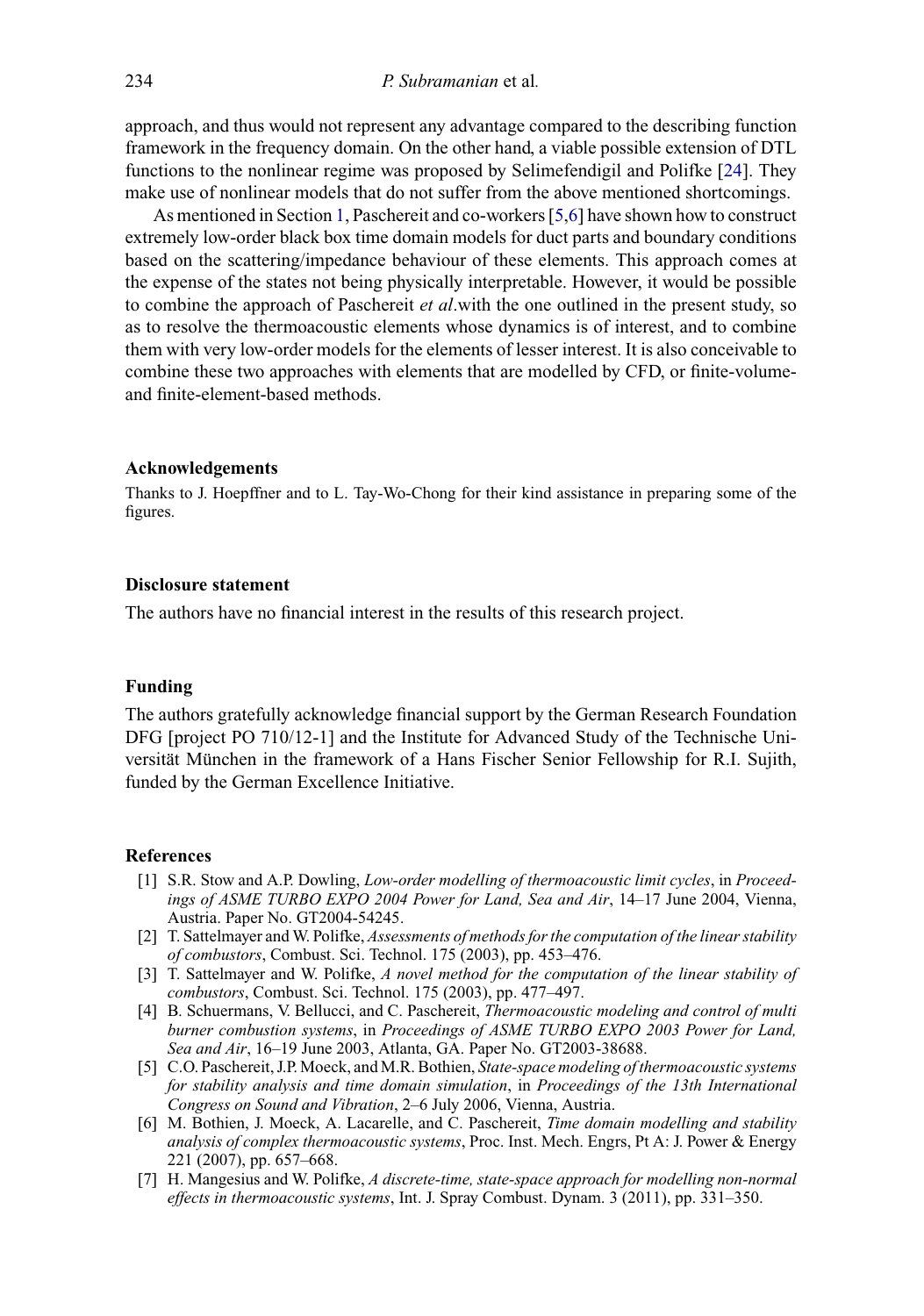approach, and thus would not represent any advantage compared to the describing function framework in the frequency domain. On the other hand, a viable possible extension of DTL functions to the nonlinear regime was proposed by Selimefendigil and Polifke [24]. They make use of nonlinear models that do not suffer from the above mentioned shortcomings.

As mentioned in Section 1, Paschereit and co-workers [5,6] have shown how to construct extremely low-order black box time domain models for duct parts and boundary conditions based on the scattering/impedance behaviour of these elements. This approach comes at the expense of the states not being physically interpretable. However, it would be possible to combine the approach of Paschereit *et al*.with the one outlined in the present study, so as to resolve the thermoacoustic elements whose dynamics is of interest, and to combine them with very low-order models for the elements of lesser interest. It is also conceivable to combine these two approaches with elements that are modelled by CFD, or finite-volume- and finite-element-based methods.

### Acknowledgements

Thanks to J. Hoepffner and to L. Tay-Wo-Chong for their kind assistance in preparing some of the figures.

### Disclosure statement

The authors have no financial interest in the results of this research project.

### Funding

The authors gratefully acknowledge financial support by the German Research Foundation DFG [project PO 710/12-1] and the Institute for Advanced Study of the Technische Universität München in the framework of a Hans Fischer Senior Fellowship for R.I. Sujith, funded by the German Excellence Initiative.

### References

- [1] S.R. Stow and A.P. Dowling, *Low-order modelling of thermoacoustic limit cycles*, in *Proceedings of ASME TURBO EXPO 2004 Power for Land, Sea and Air*, 14–17 June 2004, Vienna, Austria. Paper No. GT2004-54245.
- [2] T. Sattelmayer and W. Polifke, *Assessments of methods for the computation of the linear stability of combustors*, Combust. Sci. Technol. 175 (2003), pp. 453–476.
- [3] T. Sattelmayer and W. Polifke, *A novel method for the computation of the linear stability of combustors*, Combust. Sci. Technol. 175 (2003), pp. 477–497.
- [4] B. Schuermans, V. Bellucci, and C. Paschereit, *Thermoacoustic modeling and control of multi burner combustion systems*, in *Proceedings of ASME TURBO EXPO 2003 Power for Land, Sea and Air*, 16–19 June 2003, Atlanta, GA. Paper No. GT2003-38688.
- [5] C.O. Paschereit, J.P. Moeck, and M.R. Bothien, *State-space modeling of thermoacoustic systems for stability analysis and time domain simulation*, in *Proceedings of the 13th International Congress on Sound and Vibration*, 2–6 July 2006, Vienna, Austria.
- [6] M. Bothien, J. Moeck, A. Lacarelle, and C. Paschereit, *Time domain modelling and stability analysis of complex thermoacoustic systems*, Proc. Inst. Mech. Engrs, Pt A: J. Power & Energy 221 (2007), pp. 657–668.
- [7] H. Mangesius and W. Polifke, *A discrete-time, state-space approach for modelling non-normal effects in thermoacoustic systems*, Int. J. Spray Combust. Dynam. 3 (2011), pp. 331–350.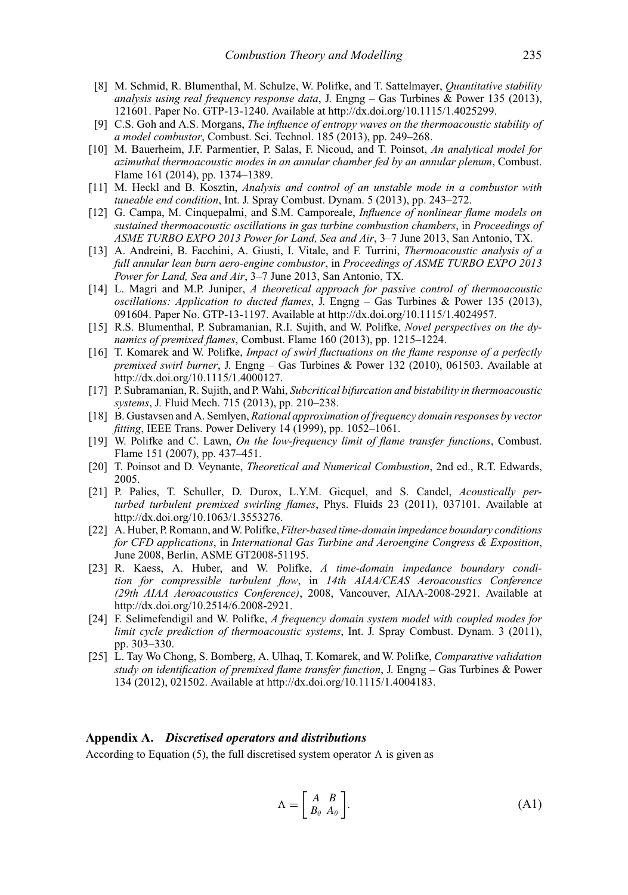[8] M. Schmid, R. Blumenthal, M. Schulze, W. Polifke, and T. Sattelmayer, *Quantitative stability analysis using real frequency response data*, J. Engng – Gas Turbines & Power 135 (2013), 121601. Paper No. GTP-13-1240. Available at http://dx.doi.org/10.1115/1.4025299.

[9] C.S. Goh and A.S. Morgans, *The influence of entropy waves on the thermoacoustic stability of a model combustor*, Combust. Sci. Technol. 185 (2013), pp. 249–268.

[10] M. Bauerheim, J.F. Parmentier, P. Salas, F. Nicoud, and T. Poinsot, *An analytical model for azimuthal thermoacoustic modes in an annular chamber fed by an annular plenum*, Combust. Flame 161 (2014), pp. 1374–1389.

[11] M. Heckl and B. Kosztin, *Analysis and control of an unstable mode in a combustor with tuneable end condition*, Int. J. Spray Combust. Dynam. 5 (2013), pp. 243–272.

[12] G. Campa, M. Cinquepalmi, and S.M. Camporeale, *Influence of nonlinear flame models on sustained thermoacoustic oscillations in gas turbine combustion chambers*, in *Proceedings of ASME TURBO EXPO 2013 Power for Land, Sea and Air*, 3–7 June 2013, San Antonio, TX.

[13] A. Andreini, B. Facchini, A. Giusti, I. Vitale, and F. Turrini, *Thermoacoustic analysis of a full annular lean burn aero-engine combustor*, in *Proceedings of ASME TURBO EXPO 2013 Power for Land, Sea and Air*, 3–7 June 2013, San Antonio, TX.

[14] L. Magri and M.P. Juniper, *A theoretical approach for passive control of thermoacoustic oscillations: Application to ducted flames*, J. Engng – Gas Turbines & Power 135 (2013), 091604. Paper No. GTP-13-1197. Available at http://dx.doi.org/10.1115/1.4024957.

[15] R.S. Blumenthal, P. Subramanian, R.I. Sujith, and W. Polifke, *Novel perspectives on the dynamics of premixed flames*, Combust. Flame 160 (2013), pp. 1215–1224.

[16] T. Komarek and W. Polifke, *Impact of swirl fluctuations on the flame response of a perfectly premixed swirl burner*, J. Engng – Gas Turbines & Power 132 (2010), 061503. Available at http://dx.doi.org/10.1115/1.4000127.

[17] P. Subramanian, R. Sujith, and P. Wahi, *Subcritical bifurcation and bistability in thermoacoustic systems*, J. Fluid Mech. 715 (2013), pp. 210–238.

[18] B. Gustavsen and A. Semlyen, *Rational approximation of frequency domain responses by vector fitting*, IEEE Trans. Power Delivery 14 (1999), pp. 1052–1061.

[19] W. Polifke and C. Lawn, *On the low-frequency limit of flame transfer functions*, Combust. Flame 151 (2007), pp. 437–451.

[20] T. Poinsot and D. Veynante, *Theoretical and Numerical Combustion*, 2nd ed., R.T. Edwards, 2005.

[21] P. Palies, T. Schuller, D. Durox, L.Y.M. Gicquel, and S. Candel, *Acoustically perturbed turbulent premixed swirling flames*, Phys. Fluids 23 (2011), 037101. Available at http://dx.doi.org/10.1063/1.3553276.

[22] A. Huber, P. Romann, and W. Polifke, *Filter-based time-domain impedance boundary conditions for CFD applications*, in *International Gas Turbine and Aeroengine Congress & Exposition*, June 2008, Berlin, ASME GT2008-51195.

[23] R. Kaess, A. Huber, and W. Polifke, *A time-domain impedance boundary condition for compressible turbulent flow*, in *14th AIAA/CEAS Aeroacoustics Conference (29th AIAA Aeroacoustics Conference)*, 2008, Vancouver, AIAA-2008-2921. Available at http://dx.doi.org/10.2514/6.2008-2921.

[24] F. Selimefendigil and W. Polifke, *A frequency domain system model with coupled modes for limit cycle prediction of thermoacoustic systems*, Int. J. Spray Combust. Dynam. 3 (2011), pp. 303–330.

[25] L. Tay Wo Chong, S. Bomberg, A. Ulhaq, T. Komarek, and W. Polifke, *Comparative validation study on identification of premixed flame transfer function*, J. Engng – Gas Turbines & Power 134 (2012), 021502. Available at http://dx.doi.org/10.1115/1.4004183.

## Appendix A. *Discretised operators and distributions*

According to Equation (5), the full discretised system operator $\Lambda$ is given as

$$\Lambda = \begin{bmatrix} A & B \\ B_\theta & A_\theta \end{bmatrix}. \tag{A1}$$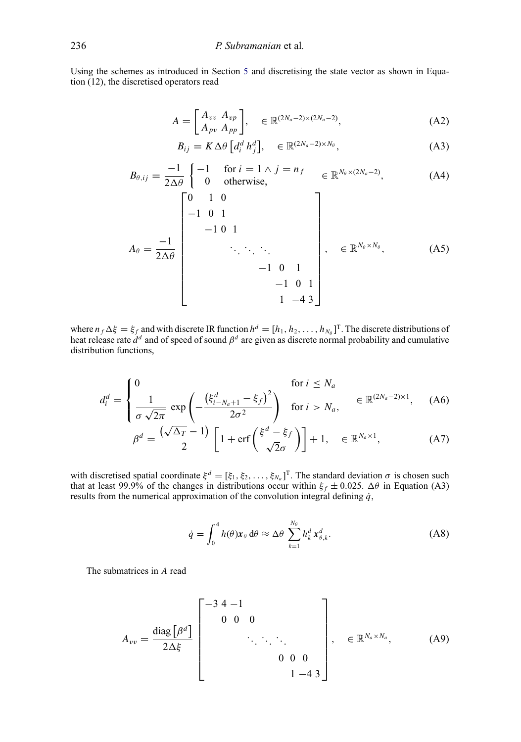Using the schemes as introduced in Section 5 and discretising the state vector as shown in Equation (12), the discretised operators read

$$A = \begin{bmatrix} A_{vv} & A_{vp} \\ A_{pv} & A_{pp} \end{bmatrix}, \quad \in \mathbb{R}^{(2N_a-2)\times(2N_a-2)}, \tag{A2}$$

$$B_{ij} = K\,\Delta\theta \left[d_i^d\, h_j^d\right], \quad \in \mathbb{R}^{(2N_a-2)\times N_\theta}, \tag{A3}$$

$$B_{\theta,ij} = \frac{-1}{2\Delta\theta} \begin{cases} -1 & \text{for } i = 1 \wedge j = n_f \\ 0 & \text{otherwise,} \end{cases} \quad \in \mathbb{R}^{N_\theta \times (2N_a-2)}, \tag{A4}$$

$$A_\theta = \frac{-1}{2\Delta\theta} \begin{bmatrix} 0 & 1 & 0 & & & & \\ -1 & 0 & 1 & & & & \\ & -1 & 0 & 1 & & & \\ & & \ddots & \ddots & \ddots & & \\ & & & -1 & 0 & 1 & \\ & & & & -1 & 0 & 1 \\ & & & & 1 & -4 & 3 \end{bmatrix}, \quad \in \mathbb{R}^{N_\theta \times N_\theta}, \tag{A5}$$

where $n_f\,\Delta\xi = \xi_f$ and with discrete IR function $h^d = [h_1, h_2, \ldots, h_{N_\theta}]^{\mathrm{T}}$. The discrete distributions of heat release rate $d^d$ and of speed of sound $\beta^d$ are given as discrete normal probability and cumulative distribution functions,

$$d_i^d = \begin{cases} 0 & \text{for } i \le N_a \\ \dfrac{1}{\sigma\sqrt{2\pi}} \exp\left(-\dfrac{\left(\xi_{i-N_a+1}^d - \xi_f\right)^2}{2\sigma^2}\right) & \text{for } i > N_a, \end{cases} \quad \in \mathbb{R}^{(2N_a-2)\times 1}, \tag{A6}$$

$$\beta^d = \frac{\left(\sqrt{\Delta_T} - 1\right)}{2}\left[1 + \operatorname{erf}\left(\frac{\xi^d - \xi_f}{\sqrt{2}\sigma}\right)\right] + 1, \quad \in \mathbb{R}^{N_a \times 1}, \tag{A7}$$

with discretised spatial coordinate $\xi^d = [\xi_1, \xi_2, \ldots, \xi_{N_a}]^{\mathrm{T}}$. The standard deviation $\sigma$ is chosen such that at least 99.9% of the changes in distributions occur within $\xi_f \pm 0.025$. $\Delta\theta$ in Equation (A3) results from the numerical approximation of the convolution integral defining $\dot{q}$,

$$\dot{q} = \int_0^4 h(\theta)\boldsymbol{x}_\theta\, \mathrm{d}\theta \approx \Delta\theta \sum_{k=1}^{N_\theta} h_k^d\, \boldsymbol{x}_{\theta,k}^d. \tag{A8}$$

The submatrices in $A$ read

$$A_{vv} = \frac{\operatorname{diag}\left[\beta^d\right]}{2\Delta\xi} \begin{bmatrix} -3 & 4 & -1 & & & \\ & 0 & 0 & 0 & & \\ & & \ddots & \ddots & \ddots & \\ & & & 0 & 0 & 0 \\ & & & 1 & -4 & 3 \end{bmatrix}, \quad \in \mathbb{R}^{N_a \times N_a}, \tag{A9}$$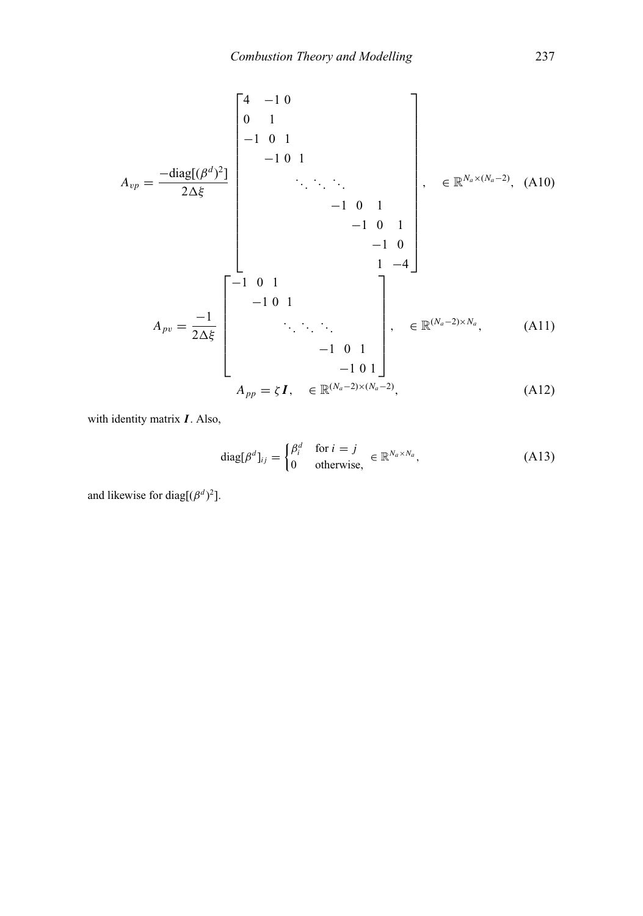$$
A_{vp} = \frac{-\text{diag}[(\beta^d)^2]}{2\Delta\xi} \begin{bmatrix} 4 & -1 & 0 & & & & & \\ 0 & 1 & & & & & & \\ -1 & 0 & 1 & & & & & \\ & -1 & 0 & 1 & & & & \\ & & \ddots & \ddots & \ddots & & & \\ & & & -1 & 0 & 1 & & \\ & & & & -1 & 0 & 1 & \\ & & & & & & -1 & 0 \\ & & & & & & 1 & -4 \end{bmatrix}, \quad \in \mathbb{R}^{N_a \times (N_a - 2)}, \quad \text{(A10)}
$$

$$
A_{pv} = \frac{-1}{2\Delta\xi} \begin{bmatrix} -1 & 0 & 1 & & & & \\ & -1 & 0 & 1 & & & \\ & & \ddots & \ddots & \ddots & & \\ & & & -1 & 0 & 1 & \\ & & & & -1 & 0 & 1 \end{bmatrix}, \quad \in \mathbb{R}^{(N_a - 2) \times N_a}, \quad \text{(A11)}
$$

$$
A_{pp} = \zeta \boldsymbol{I}, \quad \in \mathbb{R}^{(N_a - 2) \times (N_a - 2)}, \quad \text{(A12)}
$$

with identity matrix $\boldsymbol{I}$. Also,

$$
\text{diag}[\beta^d]_{ij} = \begin{cases} \beta_i^d & \text{for } i = j \\ 0 & \text{otherwise,} \end{cases} \in \mathbb{R}^{N_a \times N_a}, \quad \text{(A13)}
$$

and likewise for $\text{diag}[(\beta^d)^2]$.